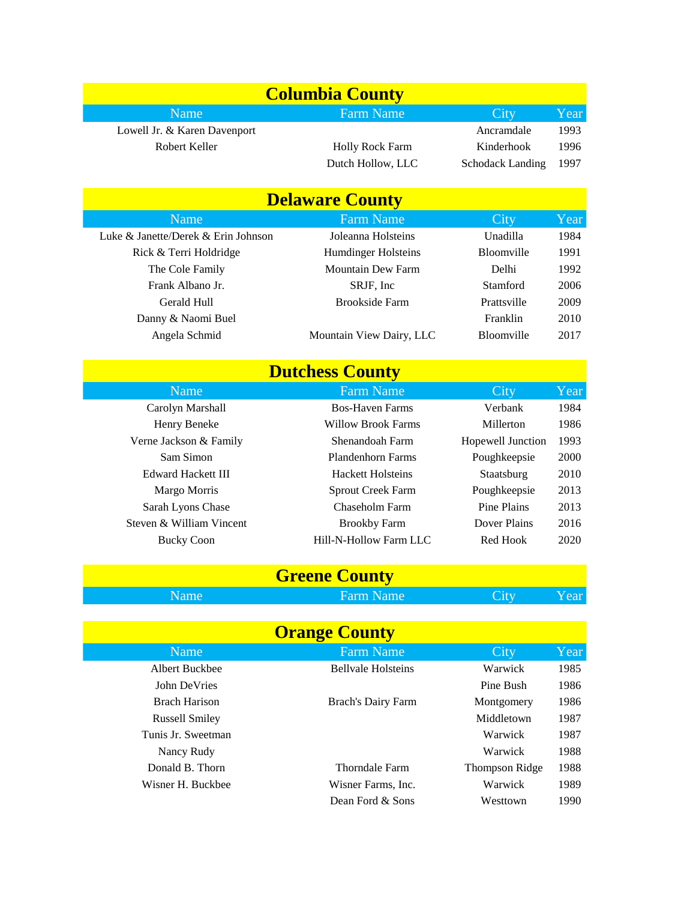## Columbia County

| Name | Farm Name | City | Year |
|---|---|---|---|
| Lowell Jr. & Karen Davenport | | Ancramdale | 1993 |
| Robert Keller | Holly Rock Farm | Kinderhook | 1996 |
| | Dutch Hollow, LLC | Schodack Landing | 1997 |

## Delaware County

| Name | Farm Name | City | Year |
|---|---|---|---|
| Luke & Janette/Derek & Erin Johnson | Joleanna Holsteins | Unadilla | 1984 |
| Rick & Terri Holdridge | Humdinger Holsteins | Bloomville | 1991 |
| The Cole Family | Mountain Dew Farm | Delhi | 1992 |
| Frank Albano Jr. | SRJF, Inc | Stamford | 2006 |
| Gerald Hull | Brookside Farm | Prattsville | 2009 |
| Danny & Naomi Buel | | Franklin | 2010 |
| Angela Schmid | Mountain View Dairy, LLC | Bloomville | 2017 |

## Dutchess County

| Name | Farm Name | City | Year |
|---|---|---|---|
| Carolyn Marshall | Bos-Haven Farms | Verbank | 1984 |
| Henry Beneke | Willow Brook Farms | Millerton | 1986 |
| Verne Jackson & Family | Shenandoah Farm | Hopewell Junction | 1993 |
| Sam Simon | Plandenhorn Farms | Poughkeepsie | 2000 |
| Edward Hackett III | Hackett Holsteins | Staatsburg | 2010 |
| Margo Morris | Sprout Creek Farm | Poughkeepsie | 2013 |
| Sarah Lyons Chase | Chaseholm Farm | Pine Plains | 2013 |
| Steven & William Vincent | Brookby Farm | Dover Plains | 2016 |
| Bucky Coon | Hill-N-Hollow Farm LLC | Red Hook | 2020 |

## Greene County

| Name | Farm Name | City | Year |
|---|---|---|---|

## Orange County

| Name | Farm Name | City | Year |
|---|---|---|---|
| Albert Buckbee | Bellvale Holsteins | Warwick | 1985 |
| John DeVries | | Pine Bush | 1986 |
| Brach Harison | Brach's Dairy Farm | Montgomery | 1986 |
| Russell Smiley | | Middletown | 1987 |
| Tunis Jr. Sweetman | | Warwick | 1987 |
| Nancy Rudy | | Warwick | 1988 |
| Donald B. Thorn | Thorndale Farm | Thompson Ridge | 1988 |
| Wisner H. Buckbee | Wisner Farms, Inc. | Warwick | 1989 |
| | Dean Ford & Sons | Westtown | 1990 |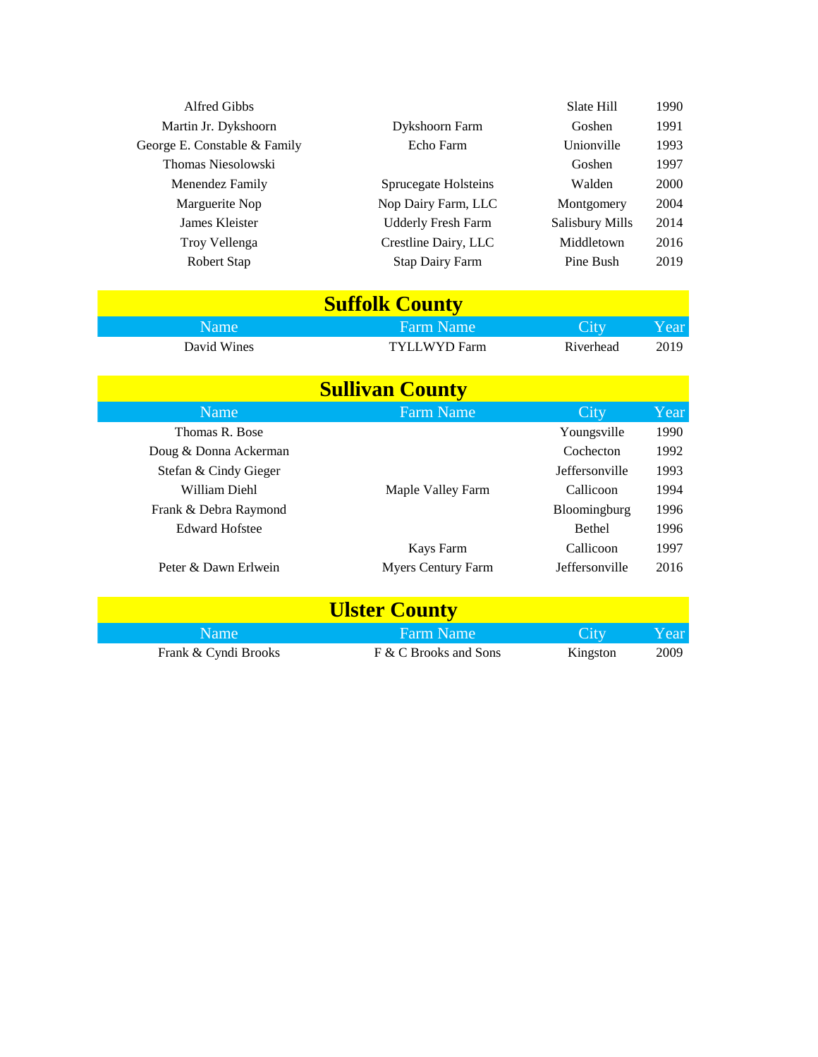| | | | |
|---|---|---|---|
| Alfred Gibbs | | Slate Hill | 1990 |
| Martin Jr. Dykshoorn | Dykshoorn Farm | Goshen | 1991 |
| George E. Constable & Family | Echo Farm | Unionville | 1993 |
| Thomas Niesolowski | | Goshen | 1997 |
| Menendez Family | Sprucegate Holsteins | Walden | 2000 |
| Marguerite Nop | Nop Dairy Farm, LLC | Montgomery | 2004 |
| James Kleister | Udderly Fresh Farm | Salisbury Mills | 2014 |
| Troy Vellenga | Crestline Dairy, LLC | Middletown | 2016 |
| Robert Stap | Stap Dairy Farm | Pine Bush | 2019 |

## Suffolk County

| Name | Farm Name | City | Year |
|---|---|---|---|
| David Wines | TYLLWYD Farm | Riverhead | 2019 |

## Sullivan County

| Name | Farm Name | City | Year |
|---|---|---|---|
| Thomas R. Bose | | Youngsville | 1990 |
| Doug & Donna Ackerman | | Cochecton | 1992 |
| Stefan & Cindy Gieger | | Jeffersonville | 1993 |
| William Diehl | Maple Valley Farm | Callicoon | 1994 |
| Frank & Debra Raymond | | Bloomingburg | 1996 |
| Edward Hofstee | | Bethel | 1996 |
| | Kays Farm | Callicoon | 1997 |
| Peter & Dawn Erlwein | Myers Century Farm | Jeffersonville | 2016 |

## Ulster County

| Name | Farm Name | City | Year |
|---|---|---|---|
| Frank & Cyndi Brooks | F & C Brooks and Sons | Kingston | 2009 |